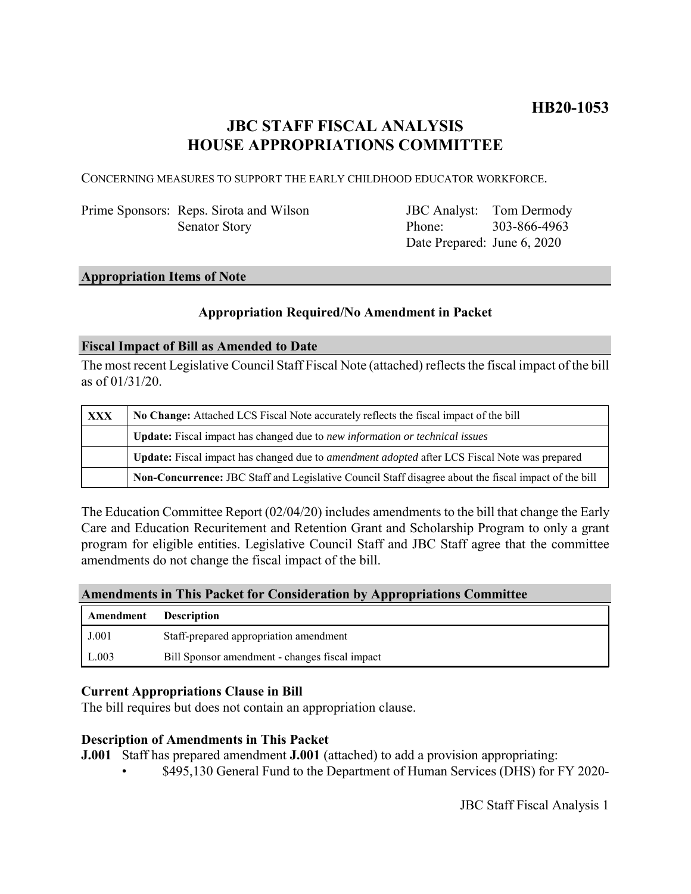**HB20-1053**

# JBC STAFF FISCAL ANALYSIS
# HOUSE APPROPRIATIONS COMMITTEE

CONCERNING MEASURES TO SUPPORT THE EARLY CHILDHOOD EDUCATOR WORKFORCE.

| | | | |
|---|---|---|---|
| Prime Sponsors: | Reps. Sirota and Wilson | JBC Analyst: | Tom Dermody |
| | Senator Story | Phone: | 303-866-4963 |
| | | Date Prepared: | June 6, 2020 |

## Appropriation Items of Note

**Appropriation Required/No Amendment in Packet**

## Fiscal Impact of Bill as Amended to Date

The most recent Legislative Council Staff Fiscal Note (attached) reflects the fiscal impact of the bill as of 01/31/20.

| | |
|---|---|
| **XXX** | **No Change:** Attached LCS Fiscal Note accurately reflects the fiscal impact of the bill |
| | **Update:** Fiscal impact has changed due to *new information or technical issues* |
| | **Update:** Fiscal impact has changed due to *amendment adopted* after LCS Fiscal Note was prepared |
| | **Non-Concurrence:** JBC Staff and Legislative Council Staff disagree about the fiscal impact of the bill |

The Education Committee Report (02/04/20) includes amendments to the bill that change the Early Care and Education Recuritement and Retention Grant and Scholarship Program to only a grant program for eligible entities. Legislative Council Staff and JBC Staff agree that the committee amendments do not change the fiscal impact of the bill.

## Amendments in This Packet for Consideration by Appropriations Committee

| Amendment | Description |
|---|---|
| J.001 | Staff-prepared appropriation amendment |
| L.003 | Bill Sponsor amendment - changes fiscal impact |

### Current Appropriations Clause in Bill

The bill requires but does not contain an appropriation clause.

### Description of Amendments in This Packet

**J.001** Staff has prepared amendment **J.001** (attached) to add a provision appropriating:

- $495,130 General Fund to the Department of Human Services (DHS) for FY 2020-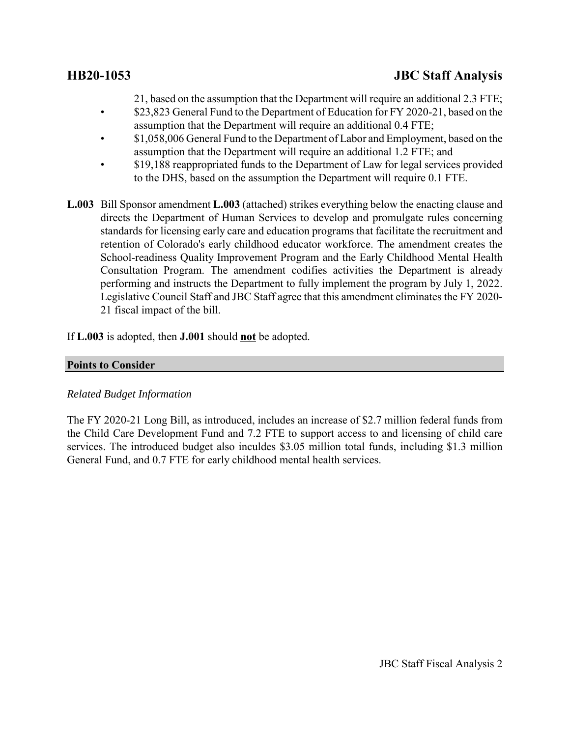21, based on the assumption that the Department will require an additional 2.3 FTE;

- $23,823 General Fund to the Department of Education for FY 2020-21, based on the assumption that the Department will require an additional 0.4 FTE;
- $1,058,006 General Fund to the Department of Labor and Employment, based on the assumption that the Department will require an additional 1.2 FTE; and
- $19,188 reappropriated funds to the Department of Law for legal services provided to the DHS, based on the assumption the Department will require 0.1 FTE.

**L.003** Bill Sponsor amendment **L.003** (attached) strikes everything below the enacting clause and directs the Department of Human Services to develop and promulgate rules concerning standards for licensing early care and education programs that facilitate the recruitment and retention of Colorado's early childhood educator workforce. The amendment creates the School-readiness Quality Improvement Program and the Early Childhood Mental Health Consultation Program. The amendment codifies activities the Department is already performing and instructs the Department to fully implement the program by July 1, 2022. Legislative Council Staff and JBC Staff agree that this amendment eliminates the FY 2020-21 fiscal impact of the bill.

If **L.003** is adopted, then **J.001** should **not** be adopted.

## Points to Consider

*Related Budget Information*

The FY 2020-21 Long Bill, as introduced, includes an increase of $2.7 million federal funds from the Child Care Development Fund and 7.2 FTE to support access to and licensing of child care services. The introduced budget also inculdes $3.05 million total funds, including $1.3 million General Fund, and 0.7 FTE for early childhood mental health services.